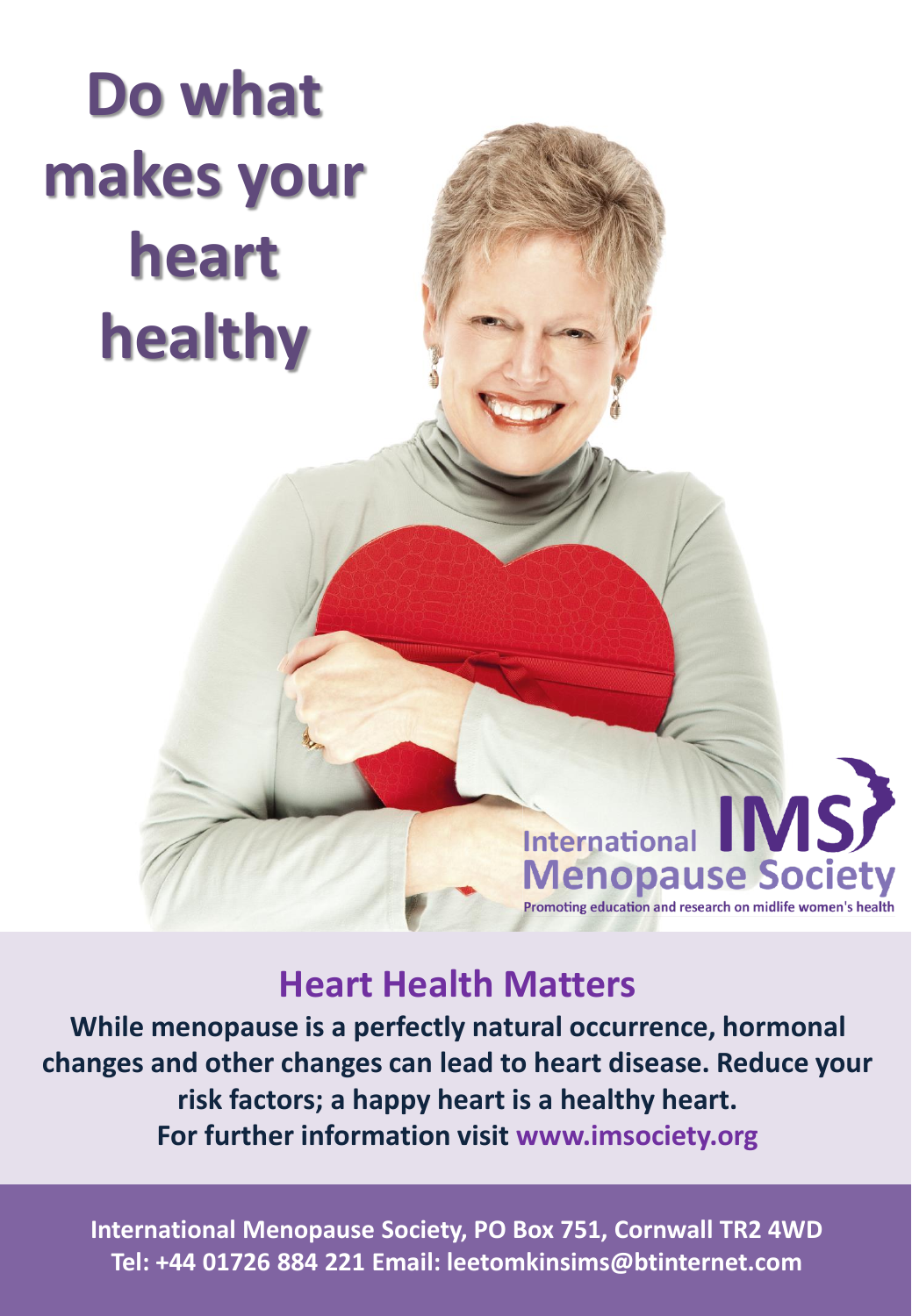# Do what makes your heart healthy

International **IMS** Menopause Society

Promoting education and research on midlife women's health

## Heart Health Matters

**While menopause is a perfectly natural occurrence, hormonal changes and other changes can lead to heart disease. Reduce your risk factors; a happy heart is a healthy heart.**

**For further information visit www.imsociety.org**

**International Menopause Society, PO Box 751, Cornwall TR2 4WD**
**Tel: +44 01726 884 221 Email: leetomkinsims@btinternet.com**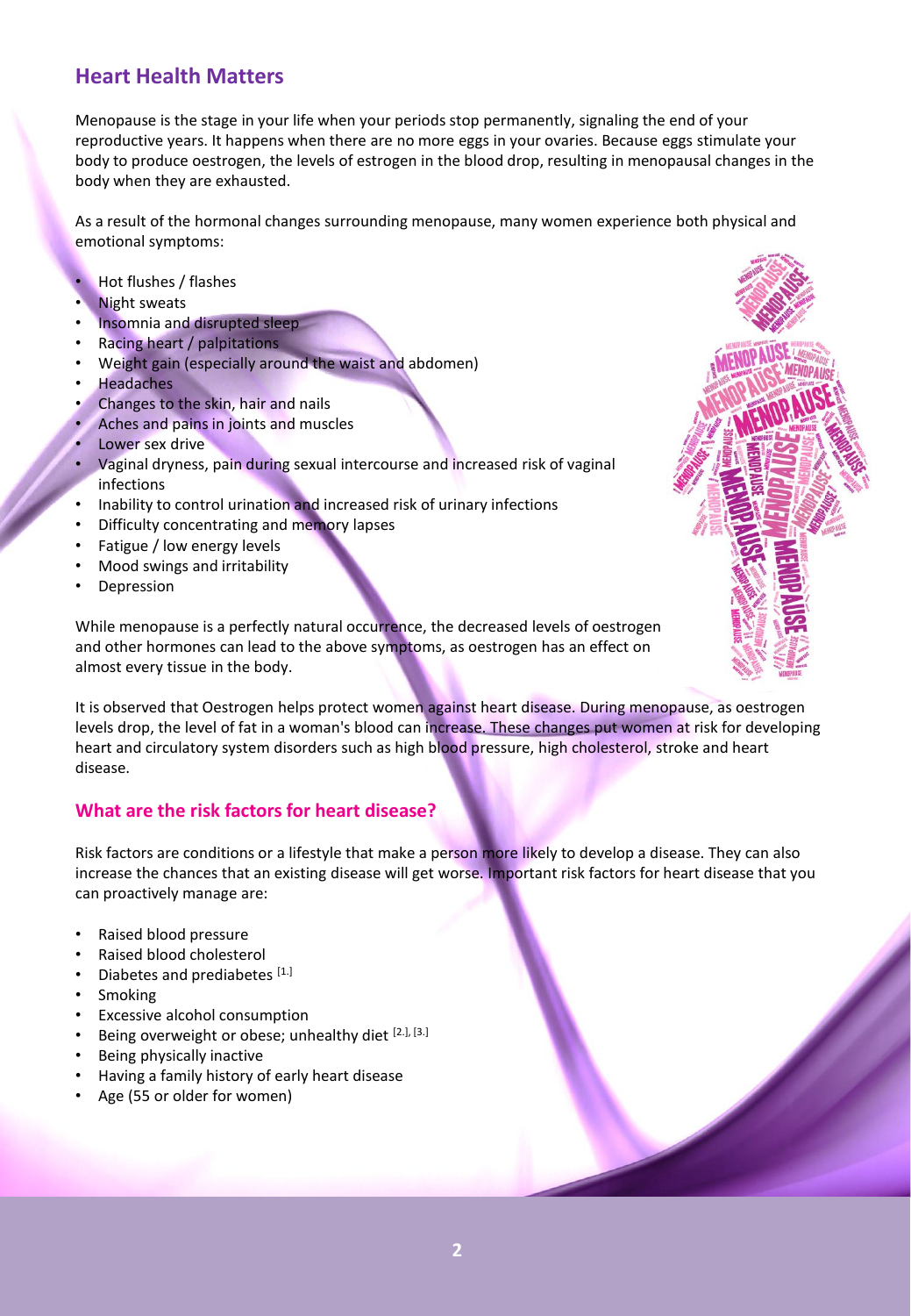## Heart Health Matters

Menopause is the stage in your life when your periods stop permanently, signaling the end of your reproductive years. It happens when there are no more eggs in your ovaries. Because eggs stimulate your body to produce oestrogen, the levels of estrogen in the blood drop, resulting in menopausal changes in the body when they are exhausted.

As a result of the hormonal changes surrounding menopause, many women experience both physical and emotional symptoms:

- Hot flushes / flashes
- Night sweats
- Insomnia and disrupted sleep
- Racing heart / palpitations
- Weight gain (especially around the waist and abdomen)
- Headaches
- Changes to the skin, hair and nails
- Aches and pains in joints and muscles
- Lower sex drive
- Vaginal dryness, pain during sexual intercourse and increased risk of vaginal infections
- Inability to control urination and increased risk of urinary infections
- Difficulty concentrating and memory lapses
- Fatigue / low energy levels
- Mood swings and irritability
- Depression

While menopause is a perfectly natural occurrence, the decreased levels of oestrogen and other hormones can lead to the above symptoms, as oestrogen has an effect on almost every tissue in the body.

It is observed that Oestrogen helps protect women against heart disease. During menopause, as oestrogen levels drop, the level of fat in a woman's blood can increase. These changes put women at risk for developing heart and circulatory system disorders such as high blood pressure, high cholesterol, stroke and heart disease.

### What are the risk factors for heart disease?

Risk factors are conditions or a lifestyle that make a person more likely to develop a disease. They can also increase the chances that an existing disease will get worse. Important risk factors for heart disease that you can proactively manage are:

- Raised blood pressure
- Raised blood cholesterol
- Diabetes and prediabetes [1.]
- Smoking
- Excessive alcohol consumption
- Being overweight or obese; unhealthy diet [2.], [3.]
- Being physically inactive
- Having a family history of early heart disease
- Age (55 or older for women)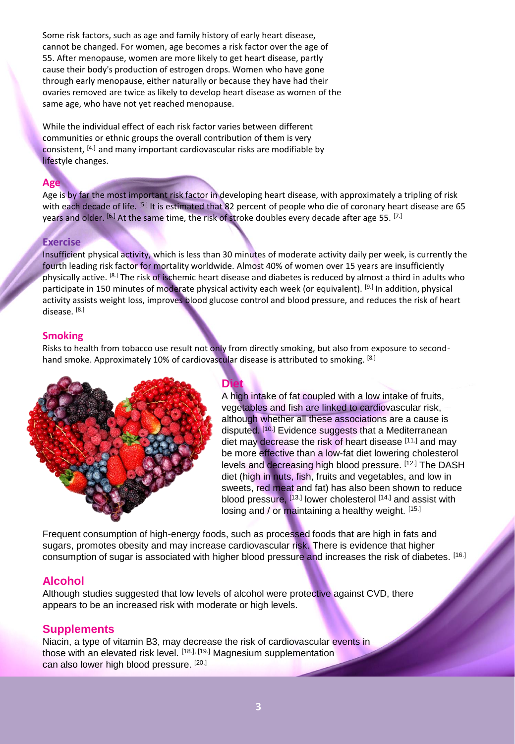Some risk factors, such as age and family history of early heart disease, cannot be changed. For women, age becomes a risk factor over the age of 55. After menopause, women are more likely to get heart disease, partly cause their body's production of estrogen drops. Women who have gone through early menopause, either naturally or because they have had their ovaries removed are twice as likely to develop heart disease as women of the same age, who have not yet reached menopause.

While the individual effect of each risk factor varies between different communities or ethnic groups the overall contribution of them is very consistent, [4.] and many important cardiovascular risks are modifiable by lifestyle changes.

## Age

Age is by far the most important risk factor in developing heart disease, with approximately a tripling of risk with each decade of life. [5.] It is estimated that 82 percent of people who die of coronary heart disease are 65 years and older. [6.] At the same time, the risk of stroke doubles every decade after age 55. [7.]

## Exercise

Insufficient physical activity, which is less than 30 minutes of moderate activity daily per week, is currently the fourth leading risk factor for mortality worldwide. Almost 40% of women over 15 years are insufficiently physically active. [8.] The risk of ischemic heart disease and diabetes is reduced by almost a third in adults who participate in 150 minutes of moderate physical activity each week (or equivalent). [9.] In addition, physical activity assists weight loss, improves blood glucose control and blood pressure, and reduces the risk of heart disease. [8.]

## Smoking

Risks to health from tobacco use result not only from directly smoking, but also from exposure to second-hand smoke. Approximately 10% of cardiovascular disease is attributed to smoking. [8.]

## Diet

A high intake of fat coupled with a low intake of fruits, vegetables and fish are linked to cardiovascular risk, although whether all these associations are a cause is disputed. [10.] Evidence suggests that a Mediterranean diet may decrease the risk of heart disease [11.] and may be more effective than a low-fat diet lowering cholesterol levels and decreasing high blood pressure. [12.] The DASH diet (high in nuts, fish, fruits and vegetables, and low in sweets, red meat and fat) has also been shown to reduce blood pressure, [13.] lower cholesterol [14.] and assist with losing and / or maintaining a healthy weight. [15.]

Frequent consumption of high-energy foods, such as processed foods that are high in fats and sugars, promotes obesity and may increase cardiovascular risk. There is evidence that higher consumption of sugar is associated with higher blood pressure and increases the risk of diabetes. [16.]

## Alcohol

Although studies suggested that low levels of alcohol were protective against CVD, there appears to be an increased risk with moderate or high levels.

## Supplements

Niacin, a type of vitamin B3, may decrease the risk of cardiovascular events in those with an elevated risk level. [18.], [19.] Magnesium supplementation can also lower high blood pressure. [20.]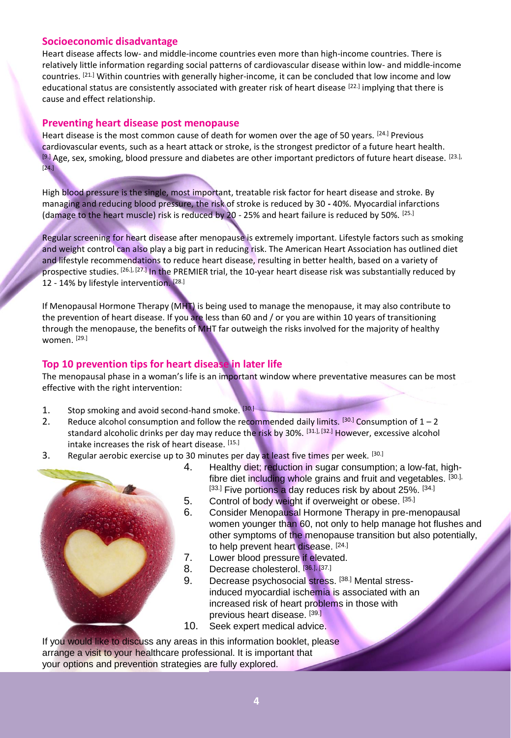## Socioeconomic disadvantage

Heart disease affects low- and middle-income countries even more than high-income countries. There is relatively little information regarding social patterns of cardiovascular disease within low- and middle-income countries. [21.] Within countries with generally higher-income, it can be concluded that low income and low educational status are consistently associated with greater risk of heart disease [22.] implying that there is cause and effect relationship.

## Preventing heart disease post menopause

Heart disease is the most common cause of death for women over the age of 50 years. [24.] Previous cardiovascular events, such as a heart attack or stroke, is the strongest predictor of a future heart health. [9.] Age, sex, smoking, blood pressure and diabetes are other important predictors of future heart disease. [23.], [24.]

High blood pressure is the single, most important, treatable risk factor for heart disease and stroke. By managing and reducing blood pressure, the risk of stroke is reduced by 30 - 40%. Myocardial infarctions (damage to the heart muscle) risk is reduced by 20 - 25% and heart failure is reduced by 50%. [25.]

Regular screening for heart disease after menopause is extremely important. Lifestyle factors such as smoking and weight control can also play a big part in reducing risk. The American Heart Association has outlined diet and lifestyle recommendations to reduce heart disease, resulting in better health, based on a variety of prospective studies. [26.], [27.] In the PREMIER trial, the 10-year heart disease risk was substantially reduced by 12 - 14% by lifestyle intervention. [28.]

If Menopausal Hormone Therapy (MHT) is being used to manage the menopause, it may also contribute to the prevention of heart disease. If you are less than 60 and / or you are within 10 years of transitioning through the menopause, the benefits of MHT far outweigh the risks involved for the majority of healthy women. [29.]

## Top 10 prevention tips for heart disease in later life

The menopausal phase in a woman's life is an important window where preventative measures can be most effective with the right intervention:

1. Stop smoking and avoid second-hand smoke. [30.]
2. Reduce alcohol consumption and follow the recommended daily limits. [30.] Consumption of 1 – 2 standard alcoholic drinks per day may reduce the risk by 30%. [31.], [32.] However, excessive alcohol intake increases the risk of heart disease. [15.]
3. Regular aerobic exercise up to 30 minutes per day at least five times per week. [30.]
4. Healthy diet; reduction in sugar consumption; a low-fat, high-fibre diet including whole grains and fruit and vegetables. [30.], [33.] Five portions a day reduces risk by about 25%. [34.]
5. Control of body weight if overweight or obese. [35.]
6. Consider Menopausal Hormone Therapy in pre-menopausal women younger than 60, not only to help manage hot flushes and other symptoms of the menopause transition but also potentially, to help prevent heart disease. [24.]
7. Lower blood pressure if elevated.
8. Decrease cholesterol. [36.], [37.]
9. Decrease psychosocial stress. [38.] Mental stress-induced myocardial ischemia is associated with an increased risk of heart problems in those with previous heart disease. [39.]
10. Seek expert medical advice.

If you would like to discuss any areas in this information booklet, please arrange a visit to your healthcare professional. It is important that your options and prevention strategies are fully explored.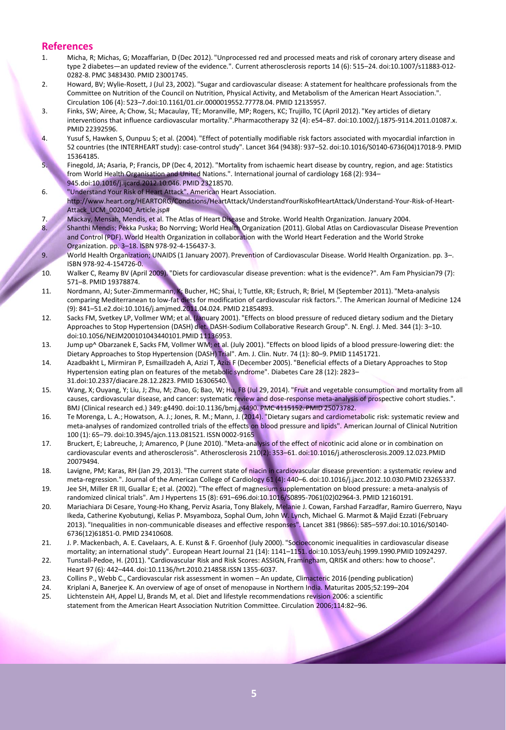## References

1. Micha, R; Michas, G; Mozaffarian, D (Dec 2012). "Unprocessed red and processed meats and risk of coronary artery disease and type 2 diabetes—an updated review of the evidence.". Current atherosclerosis reports 14 (6): 515–24. doi:10.1007/s11883-012-0282-8. PMC 3483430. PMID 23001745.
2. Howard, BV; Wylie-Rosett, J (Jul 23, 2002). "Sugar and cardiovascular disease: A statement for healthcare professionals from the Committee on Nutrition of the Council on Nutrition, Physical Activity, and Metabolism of the American Heart Association.". Circulation 106 (4): 523–7.doi:10.1161/01.cir.0000019552.77778.04. PMID 12135957.
3. Finks, SW; Airee, A; Chow, SL; Macaulay, TE; Moranville, MP; Rogers, KC; Trujillo, TC (April 2012). "Key articles of dietary interventions that influence cardiovascular mortality.".Pharmacotherapy 32 (4): e54–87. doi:10.1002/j.1875-9114.2011.01087.x. PMID 22392596.
4. Yusuf S, Hawken S, Ounpuu S; et al. (2004). "Effect of potentially modifiable risk factors associated with myocardial infarction in 52 countries (the INTERHEART study): case-control study". Lancet 364 (9438): 937–52. doi:10.1016/S0140-6736(04)17018-9. PMID 15364185.
5. Finegold, JA; Asaria, P; Francis, DP (Dec 4, 2012). "Mortality from ischaemic heart disease by country, region, and age: Statistics from World Health Organisation and United Nations.". International journal of cardiology 168 (2): 934–945.doi:10.1016/j.ijcard.2012.10.046. PMID 23218570.
6. "Understand Your Risk of Heart Attack". American Heart Association. http://www.heart.org/HEARTORG/Conditions/HeartAttack/UnderstandYourRiskofHeartAttack/Understand-Your-Risk-of-Heart-Attack_UCM_002040_Article.jsp#
7. Mackay, Mensah, Mendis, et al. The Atlas of Heart Disease and Stroke. World Health Organization. January 2004.
8. Shanthi Mendis; Pekka Puska; Bo Norrving; World Health Organization (2011). Global Atlas on Cardiovascular Disease Prevention and Control (PDF). World Health Organization in collaboration with the World Heart Federation and the World Stroke Organization. pp. 3–18. ISBN 978-92-4-156437-3.
9. World Health Organization; UNAIDS (1 January 2007). Prevention of Cardiovascular Disease. World Health Organization. pp. 3–. ISBN 978-92-4-154726-0.
10. Walker C, Reamy BV (April 2009). "Diets for cardiovascular disease prevention: what is the evidence?". Am Fam Physician79 (7): 571–8. PMID 19378874.
11. Nordmann, AJ; Suter-Zimmermann, K; Bucher, HC; Shai, I; Tuttle, KR; Estruch, R; Briel, M (September 2011). "Meta-analysis comparing Mediterranean to low-fat diets for modification of cardiovascular risk factors.". The American Journal of Medicine 124 (9): 841–51.e2.doi:10.1016/j.amjmed.2011.04.024. PMID 21854893.
12. Sacks FM, Svetkey LP, Vollmer WM; et al. (January 2001). "Effects on blood pressure of reduced dietary sodium and the Dietary Approaches to Stop Hypertension (DASH) diet. DASH-Sodium Collaborative Research Group". N. Engl. J. Med. 344 (1): 3–10. doi:10.1056/NEJM200101043440101.PMID 11136953.
13. Jump up^ Obarzanek E, Sacks FM, Vollmer WM; et al. (July 2001). "Effects on blood lipids of a blood pressure-lowering diet: the Dietary Approaches to Stop Hypertension (DASH) Trial". Am. J. Clin. Nutr. 74 (1): 80–9. PMID 11451721.
14. Azadbakht L, Mirmiran P, Esmaillzadeh A, Azizi T, Azizi F (December 2005). "Beneficial effects of a Dietary Approaches to Stop Hypertension eating plan on features of the metabolic syndrome". Diabetes Care 28 (12): 2823–31.doi:10.2337/diacare.28.12.2823. PMID 16306540.
15. Wang, X; Ouyang, Y; Liu, J; Zhu, M; Zhao, G; Bao, W; Hu, FB (Jul 29, 2014). "Fruit and vegetable consumption and mortality from all causes, cardiovascular disease, and cancer: systematic review and dose-response meta-analysis of prospective cohort studies.". BMJ (Clinical research ed.) 349: g4490. doi:10.1136/bmj.g4490. PMC 4115152. PMID 25073782.
16. Te Morenga, L. A.; Howatson, A. J.; Jones, R. M.; Mann, J. (2014). "Dietary sugars and cardiometabolic risk: systematic review and meta-analyses of randomized controlled trials of the effects on blood pressure and lipids". American Journal of Clinical Nutrition 100 (1): 65–79. doi:10.3945/ajcn.113.081521. ISSN 0002-9165
17. Bruckert, E; Labreuche, J; Amarenco, P (June 2010). "Meta-analysis of the effect of nicotinic acid alone or in combination on cardiovascular events and atherosclerosis". Atherosclerosis 210(2): 353–61. doi:10.1016/j.atherosclerosis.2009.12.023.PMID 20079494.
18. Lavigne, PM; Karas, RH (Jan 29, 2013). "The current state of niacin in cardiovascular disease prevention: a systematic review and meta-regression.". Journal of the American College of Cardiology 61 (4): 440–6. doi:10.1016/j.jacc.2012.10.030.PMID 23265337.
19. Jee SH, Miller ER III, Guallar E; et al. (2002). "The effect of magnesium supplementation on blood pressure: a meta-analysis of randomized clinical trials". Am J Hypertens 15 (8): 691–696.doi:10.1016/S0895-7061(02)02964-3. PMID 12160191.
20. Mariachiara Di Cesare, Young-Ho Khang, Perviz Asaria, Tony Blakely, Melanie J. Cowan, Farshad Farzadfar, Ramiro Guerrero, Nayu Ikeda, Catherine Kyobutungi, Kelias P. Msyamboza, Sophal Oum, John W. Lynch, Michael G. Marmot & Majid Ezzati (February 2013). "Inequalities in non-communicable diseases and effective responses". Lancet 381 (9866): 585–597.doi:10.1016/S0140-6736(12)61851-0. PMID 23410608.
21. J. P. Mackenbach, A. E. Cavelaars, A. E. Kunst & F. Groenhof (July 2000). "Socioeconomic inequalities in cardiovascular disease mortality; an international study". European Heart Journal 21 (14): 1141–1151. doi:10.1053/euhj.1999.1990.PMID 10924297.
22. Tunstall-Pedoe, H. (2011). "Cardiovascular Risk and Risk Scores: ASSIGN, Framingham, QRISK and others: how to choose". Heart 97 (6): 442–444. doi:10.1136/hrt.2010.214858.ISSN 1355-6037.
23. Collins P., Webb C., Cardiovascular risk assessment in women – An update, Climacteric 2016 (pending publication)
24. Kriplani A, Banerjee K. An overview of age of onset of menopause in Northern India. Maturitas 2005;52:199–204
25. Lichtenstein AH, Appel LJ, Brands M, et al. Diet and lifestyle recommendations revision 2006: a scientific statement from the American Heart Association Nutrition Committee. Circulation 2006;114:82–96.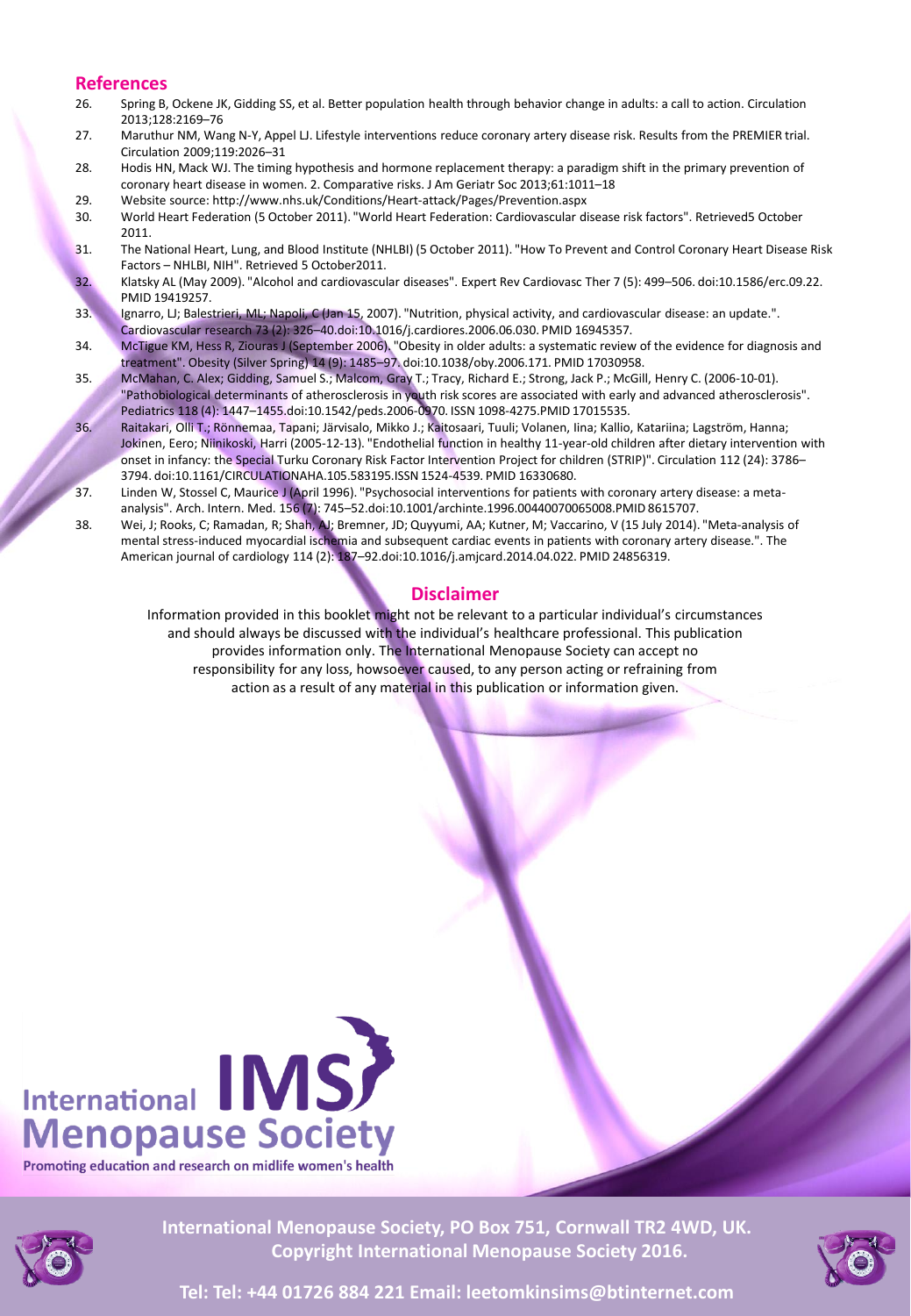## References

26. Spring B, Ockene JK, Gidding SS, et al. Better population health through behavior change in adults: a call to action. Circulation 2013;128:2169–76
27. Maruthur NM, Wang N-Y, Appel LJ. Lifestyle interventions reduce coronary artery disease risk. Results from the PREMIER trial. Circulation 2009;119:2026–31
28. Hodis HN, Mack WJ. The timing hypothesis and hormone replacement therapy: a paradigm shift in the primary prevention of coronary heart disease in women. 2. Comparative risks. J Am Geriatr Soc 2013;61:1011–18
29. Website source: http://www.nhs.uk/Conditions/Heart-attack/Pages/Prevention.aspx
30. World Heart Federation (5 October 2011). "World Heart Federation: Cardiovascular disease risk factors". Retrieved5 October 2011.
31. The National Heart, Lung, and Blood Institute (NHLBI) (5 October 2011). "How To Prevent and Control Coronary Heart Disease Risk Factors – NHLBI, NIH". Retrieved 5 October2011.
32. Klatsky AL (May 2009). "Alcohol and cardiovascular diseases". Expert Rev Cardiovasc Ther 7 (5): 499–506. doi:10.1586/erc.09.22. PMID 19419257.
33. Ignarro, LJ; Balestrieri, ML; Napoli, C (Jan 15, 2007). "Nutrition, physical activity, and cardiovascular disease: an update.". Cardiovascular research 73 (2): 326–40.doi:10.1016/j.cardiores.2006.06.030. PMID 16945357.
34. McTigue KM, Hess R, Ziouras J (September 2006). "Obesity in older adults: a systematic review of the evidence for diagnosis and treatment". Obesity (Silver Spring) 14 (9): 1485–97. doi:10.1038/oby.2006.171. PMID 17030958.
35. McMahan, C. Alex; Gidding, Samuel S.; Malcom, Gray T.; Tracy, Richard E.; Strong, Jack P.; McGill, Henry C. (2006-10-01). "Pathobiological determinants of atherosclerosis in youth risk scores are associated with early and advanced atherosclerosis". Pediatrics 118 (4): 1447–1455.doi:10.1542/peds.2006-0970. ISSN 1098-4275.PMID 17015535.
36. Raitakari, Olli T.; Rönnemaa, Tapani; Järvisalo, Mikko J.; Kaitosaari, Tuuli; Volanen, Iina; Kallio, Katariina; Lagström, Hanna; Jokinen, Eero; Niinikoski, Harri (2005-12-13). "Endothelial function in healthy 11-year-old children after dietary intervention with onset in infancy: the Special Turku Coronary Risk Factor Intervention Project for children (STRIP)". Circulation 112 (24): 3786–3794. doi:10.1161/CIRCULATIONAHA.105.583195.ISSN 1524-4539. PMID 16330680.
37. Linden W, Stossel C, Maurice J (April 1996). "Psychosocial interventions for patients with coronary artery disease: a meta-analysis". Arch. Intern. Med. 156 (7): 745–52.doi:10.1001/archinte.1996.00440070065008.PMID 8615707.
38. Wei, J; Rooks, C; Ramadan, R; Shah, AJ; Bremner, JD; Quyyumi, AA; Kutner, M; Vaccarino, V (15 July 2014). "Meta-analysis of mental stress-induced myocardial ischemia and subsequent cardiac events in patients with coronary artery disease.". The American journal of cardiology 114 (2): 187–92.doi:10.1016/j.amjcard.2014.04.022. PMID 24856319.

## Disclaimer

Information provided in this booklet might not be relevant to a particular individual's circumstances and should always be discussed with the individual's healthcare professional. This publication provides information only. The International Menopause Society can accept no responsibility for any loss, howsoever caused, to any person acting or refraining from action as a result of any material in this publication or information given.

International IMS Menopause Society

Promoting education and research on midlife women's health

**International Menopause Society, PO Box 751, Cornwall TR2 4WD, UK.**
**Copyright International Menopause Society 2016.**

**Tel: Tel: +44 01726 884 221 Email: leetomkinsims@btinternet.com**